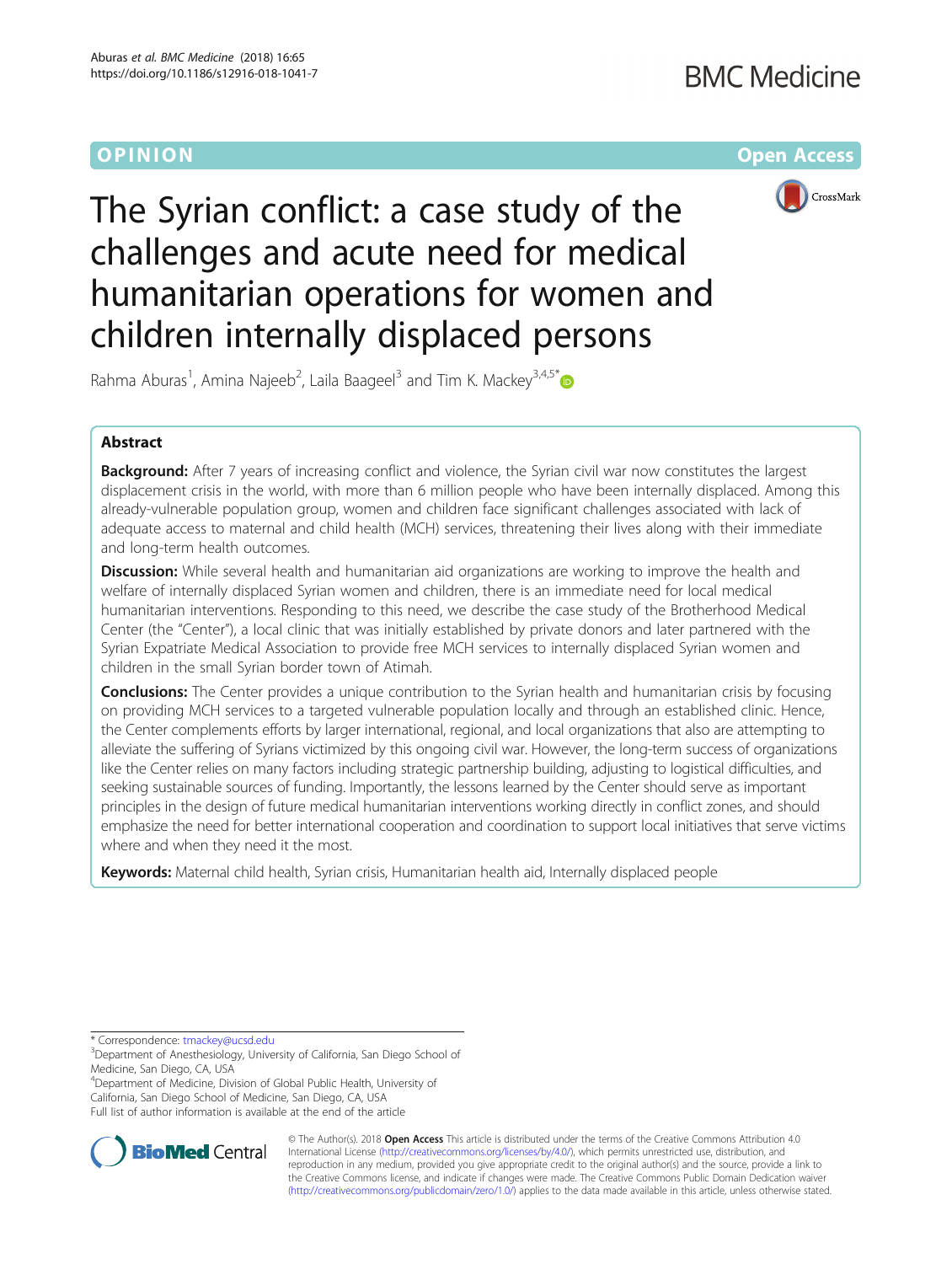OPINION

Open Access

# The Syrian conflict: a case study of the challenges and acute need for medical humanitarian operations for women and children internally displaced persons

Rahma Aburas[1], Amina Najeeb[2], Laila Baageel[3] and Tim K. Mackey[3,4,5*]

## Abstract

**Background:** After 7 years of increasing conflict and violence, the Syrian civil war now constitutes the largest displacement crisis in the world, with more than 6 million people who have been internally displaced. Among this already-vulnerable population group, women and children face significant challenges associated with lack of adequate access to maternal and child health (MCH) services, threatening their lives along with their immediate and long-term health outcomes.

**Discussion:** While several health and humanitarian aid organizations are working to improve the health and welfare of internally displaced Syrian women and children, there is an immediate need for local medical humanitarian interventions. Responding to this need, we describe the case study of the Brotherhood Medical Center (the "Center"), a local clinic that was initially established by private donors and later partnered with the Syrian Expatriate Medical Association to provide free MCH services to internally displaced Syrian women and children in the small Syrian border town of Atimah.

**Conclusions:** The Center provides a unique contribution to the Syrian health and humanitarian crisis by focusing on providing MCH services to a targeted vulnerable population locally and through an established clinic. Hence, the Center complements efforts by larger international, regional, and local organizations that also are attempting to alleviate the suffering of Syrians victimized by this ongoing civil war. However, the long-term success of organizations like the Center relies on many factors including strategic partnership building, adjusting to logistical difficulties, and seeking sustainable sources of funding. Importantly, the lessons learned by the Center should serve as important principles in the design of future medical humanitarian interventions working directly in conflict zones, and should emphasize the need for better international cooperation and coordination to support local initiatives that serve victims where and when they need it the most.

**Keywords:** Maternal child health, Syrian crisis, Humanitarian health aid, Internally displaced people

* Correspondence: tmackey@ucsd.edu
[3]Department of Anesthesiology, University of California, San Diego School of Medicine, San Diego, CA, USA
[4]Department of Medicine, Division of Global Public Health, University of California, San Diego School of Medicine, San Diego, CA, USA
Full list of author information is available at the end of the article

© The Author(s). 2018 **Open Access** This article is distributed under the terms of the Creative Commons Attribution 4.0 International License (http://creativecommons.org/licenses/by/4.0/), which permits unrestricted use, distribution, and reproduction in any medium, provided you give appropriate credit to the original author(s) and the source, provide a link to the Creative Commons license, and indicate if changes were made. The Creative Commons Public Domain Dedication waiver (http://creativecommons.org/publicdomain/zero/1.0/) applies to the data made available in this article, unless otherwise stated.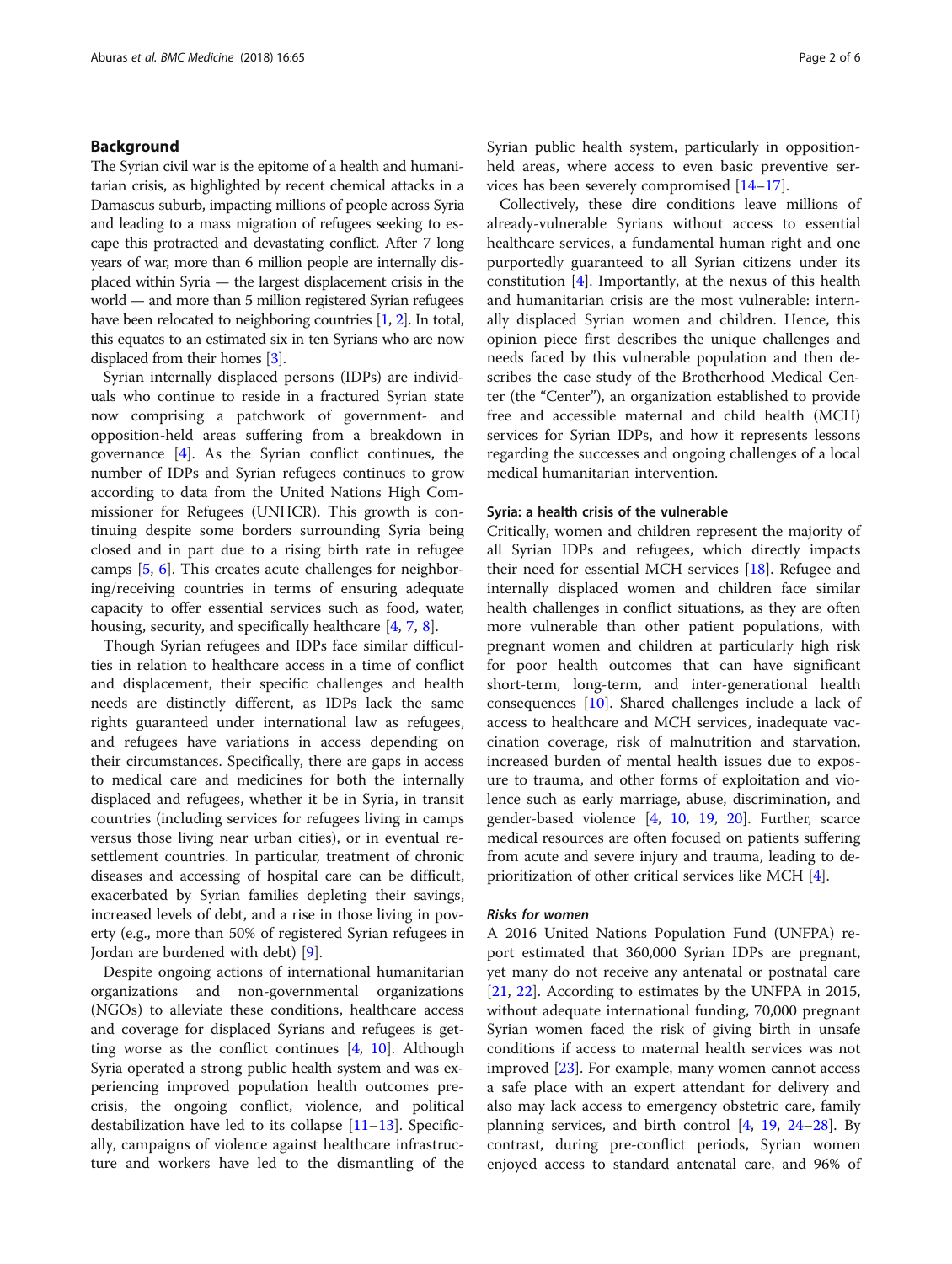## Background

The Syrian civil war is the epitome of a health and humanitarian crisis, as highlighted by recent chemical attacks in a Damascus suburb, impacting millions of people across Syria and leading to a mass migration of refugees seeking to escape this protracted and devastating conflict. After 7 long years of war, more than 6 million people are internally displaced within Syria — the largest displacement crisis in the world — and more than 5 million registered Syrian refugees have been relocated to neighboring countries [1, 2]. In total, this equates to an estimated six in ten Syrians who are now displaced from their homes [3].

Syrian internally displaced persons (IDPs) are individuals who continue to reside in a fractured Syrian state now comprising a patchwork of government- and opposition-held areas suffering from a breakdown in governance [4]. As the Syrian conflict continues, the number of IDPs and Syrian refugees continues to grow according to data from the United Nations High Commissioner for Refugees (UNHCR). This growth is continuing despite some borders surrounding Syria being closed and in part due to a rising birth rate in refugee camps [5, 6]. This creates acute challenges for neighboring/receiving countries in terms of ensuring adequate capacity to offer essential services such as food, water, housing, security, and specifically healthcare [4, 7, 8].

Though Syrian refugees and IDPs face similar difficulties in relation to healthcare access in a time of conflict and displacement, their specific challenges and health needs are distinctly different, as IDPs lack the same rights guaranteed under international law as refugees, and refugees have variations in access depending on their circumstances. Specifically, there are gaps in access to medical care and medicines for both the internally displaced and refugees, whether it be in Syria, in transit countries (including services for refugees living in camps versus those living near urban cities), or in eventual resettlement countries. In particular, treatment of chronic diseases and accessing of hospital care can be difficult, exacerbated by Syrian families depleting their savings, increased levels of debt, and a rise in those living in poverty (e.g., more than 50% of registered Syrian refugees in Jordan are burdened with debt) [9].

Despite ongoing actions of international humanitarian organizations and non-governmental organizations (NGOs) to alleviate these conditions, healthcare access and coverage for displaced Syrians and refugees is getting worse as the conflict continues [4, 10]. Although Syria operated a strong public health system and was experiencing improved population health outcomes pre-crisis, the ongoing conflict, violence, and political destabilization have led to its collapse [11–13]. Specifically, campaigns of violence against healthcare infrastructure and workers have led to the dismantling of the Syrian public health system, particularly in opposition-held areas, where access to even basic preventive services has been severely compromised [14–17].

Collectively, these dire conditions leave millions of already-vulnerable Syrians without access to essential healthcare services, a fundamental human right and one purportedly guaranteed to all Syrian citizens under its constitution [4]. Importantly, at the nexus of this health and humanitarian crisis are the most vulnerable: internally displaced Syrian women and children. Hence, this opinion piece first describes the unique challenges and needs faced by this vulnerable population and then describes the case study of the Brotherhood Medical Center (the "Center"), an organization established to provide free and accessible maternal and child health (MCH) services for Syrian IDPs, and how it represents lessons regarding the successes and ongoing challenges of a local medical humanitarian intervention.

### Syria: a health crisis of the vulnerable

Critically, women and children represent the majority of all Syrian IDPs and refugees, which directly impacts their need for essential MCH services [18]. Refugee and internally displaced women and children face similar health challenges in conflict situations, as they are often more vulnerable than other patient populations, with pregnant women and children at particularly high risk for poor health outcomes that can have significant short-term, long-term, and inter-generational health consequences [10]. Shared challenges include a lack of access to healthcare and MCH services, inadequate vaccination coverage, risk of malnutrition and starvation, increased burden of mental health issues due to exposure to trauma, and other forms of exploitation and violence such as early marriage, abuse, discrimination, and gender-based violence [4, 10, 19, 20]. Further, scarce medical resources are often focused on patients suffering from acute and severe injury and trauma, leading to deprioritization of other critical services like MCH [4].

#### *Risks for women*

A 2016 United Nations Population Fund (UNFPA) report estimated that 360,000 Syrian IDPs are pregnant, yet many do not receive any antenatal or postnatal care [21, 22]. According to estimates by the UNFPA in 2015, without adequate international funding, 70,000 pregnant Syrian women faced the risk of giving birth in unsafe conditions if access to maternal health services was not improved [23]. For example, many women cannot access a safe place with an expert attendant for delivery and also may lack access to emergency obstetric care, family planning services, and birth control [4, 19, 24–28]. By contrast, during pre-conflict periods, Syrian women enjoyed access to standard antenatal care, and 96% of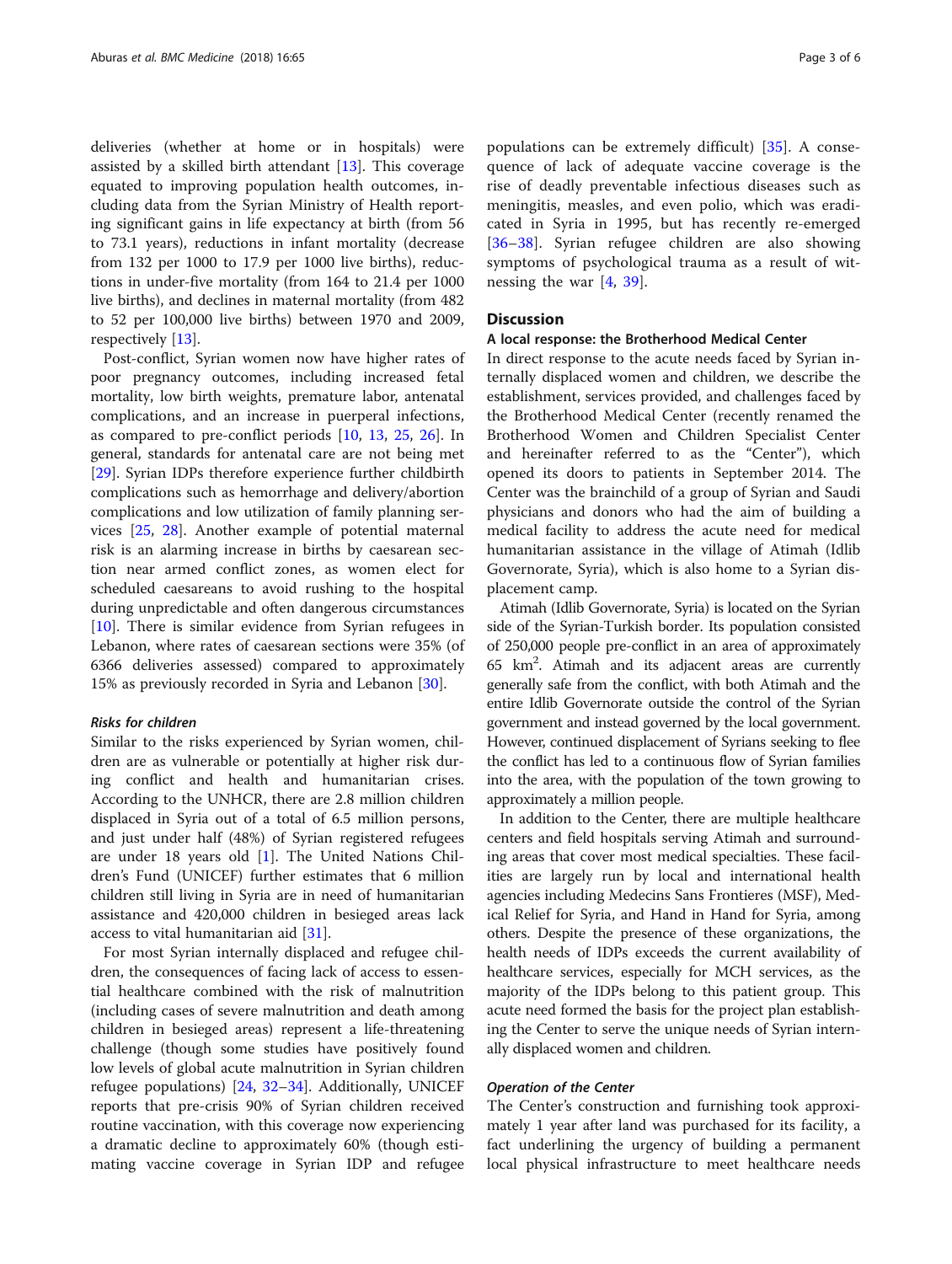deliveries (whether at home or in hospitals) were assisted by a skilled birth attendant [13]. This coverage equated to improving population health outcomes, including data from the Syrian Ministry of Health reporting significant gains in life expectancy at birth (from 56 to 73.1 years), reductions in infant mortality (decrease from 132 per 1000 to 17.9 per 1000 live births), reductions in under-five mortality (from 164 to 21.4 per 1000 live births), and declines in maternal mortality (from 482 to 52 per 100,000 live births) between 1970 and 2009, respectively [13].

Post-conflict, Syrian women now have higher rates of poor pregnancy outcomes, including increased fetal mortality, low birth weights, premature labor, antenatal complications, and an increase in puerperal infections, as compared to pre-conflict periods [10, 13, 25, 26]. In general, standards for antenatal care are not being met [29]. Syrian IDPs therefore experience further childbirth complications such as hemorrhage and delivery/abortion complications and low utilization of family planning services [25, 28]. Another example of potential maternal risk is an alarming increase in births by caesarean section near armed conflict zones, as women elect for scheduled caesareans to avoid rushing to the hospital during unpredictable and often dangerous circumstances [10]. There is similar evidence from Syrian refugees in Lebanon, where rates of caesarean sections were 35% (of 6366 deliveries assessed) compared to approximately 15% as previously recorded in Syria and Lebanon [30].

#### *Risks for children*

Similar to the risks experienced by Syrian women, children are as vulnerable or potentially at higher risk during conflict and health and humanitarian crises. According to the UNHCR, there are 2.8 million children displaced in Syria out of a total of 6.5 million persons, and just under half (48%) of Syrian registered refugees are under 18 years old [1]. The United Nations Children's Fund (UNICEF) further estimates that 6 million children still living in Syria are in need of humanitarian assistance and 420,000 children in besieged areas lack access to vital humanitarian aid [31].

For most Syrian internally displaced and refugee children, the consequences of facing lack of access to essential healthcare combined with the risk of malnutrition (including cases of severe malnutrition and death among children in besieged areas) represent a life-threatening challenge (though some studies have positively found low levels of global acute malnutrition in Syrian children refugee populations) [24, 32–34]. Additionally, UNICEF reports that pre-crisis 90% of Syrian children received routine vaccination, with this coverage now experiencing a dramatic decline to approximately 60% (though estimating vaccine coverage in Syrian IDP and refugee populations can be extremely difficult) [35]. A consequence of lack of adequate vaccine coverage is the rise of deadly preventable infectious diseases such as meningitis, measles, and even polio, which was eradicated in Syria in 1995, but has recently re-emerged [36–38]. Syrian refugee children are also showing symptoms of psychological trauma as a result of witnessing the war [4, 39].

## Discussion

### A local response: the Brotherhood Medical Center

In direct response to the acute needs faced by Syrian internally displaced women and children, we describe the establishment, services provided, and challenges faced by the Brotherhood Medical Center (recently renamed the Brotherhood Women and Children Specialist Center and hereinafter referred to as the "Center"), which opened its doors to patients in September 2014. The Center was the brainchild of a group of Syrian and Saudi physicians and donors who had the aim of building a medical facility to address the acute need for medical humanitarian assistance in the village of Atimah (Idlib Governorate, Syria), which is also home to a Syrian displacement camp.

Atimah (Idlib Governorate, Syria) is located on the Syrian side of the Syrian-Turkish border. Its population consisted of 250,000 people pre-conflict in an area of approximately 65 km$^2$. Atimah and its adjacent areas are currently generally safe from the conflict, with both Atimah and the entire Idlib Governorate outside the control of the Syrian government and instead governed by the local government. However, continued displacement of Syrians seeking to flee the conflict has led to a continuous flow of Syrian families into the area, with the population of the town growing to approximately a million people.

In addition to the Center, there are multiple healthcare centers and field hospitals serving Atimah and surrounding areas that cover most medical specialties. These facilities are largely run by local and international health agencies including Medecins Sans Frontieres (MSF), Medical Relief for Syria, and Hand in Hand for Syria, among others. Despite the presence of these organizations, the health needs of IDPs exceeds the current availability of healthcare services, especially for MCH services, as the majority of the IDPs belong to this patient group. This acute need formed the basis for the project plan establishing the Center to serve the unique needs of Syrian internally displaced women and children.

#### *Operation of the Center*

The Center's construction and furnishing took approximately 1 year after land was purchased for its facility, a fact underlining the urgency of building a permanent local physical infrastructure to meet healthcare needs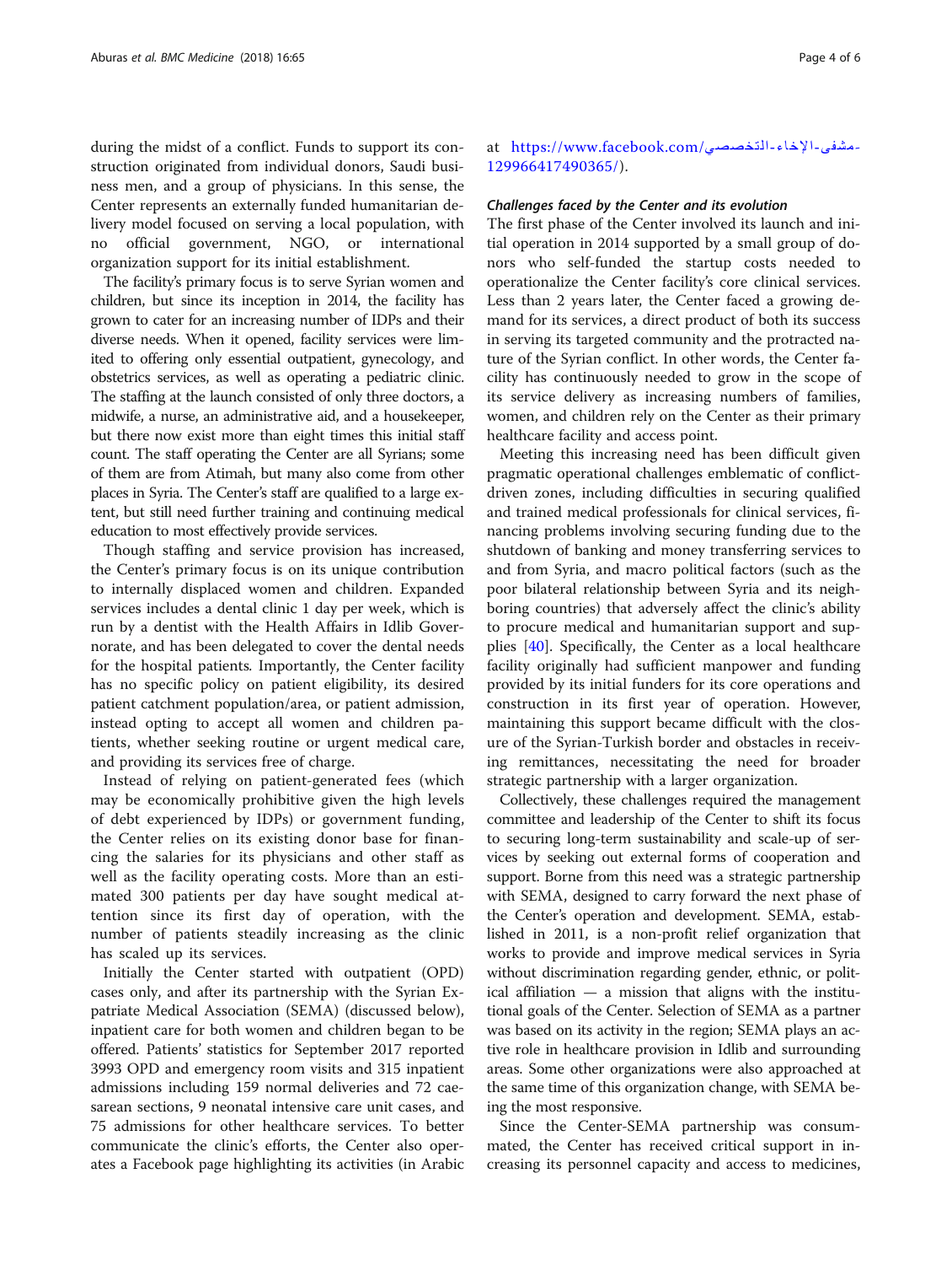during the midst of a conflict. Funds to support its construction originated from individual donors, Saudi business men, and a group of physicians. In this sense, the Center represents an externally funded humanitarian delivery model focused on serving a local population, with no official government, NGO, or international organization support for its initial establishment.

The facility's primary focus is to serve Syrian women and children, but since its inception in 2014, the facility has grown to cater for an increasing number of IDPs and their diverse needs. When it opened, facility services were limited to offering only essential outpatient, gynecology, and obstetrics services, as well as operating a pediatric clinic. The staffing at the launch consisted of only three doctors, a midwife, a nurse, an administrative aid, and a housekeeper, but there now exist more than eight times this initial staff count. The staff operating the Center are all Syrians; some of them are from Atimah, but many also come from other places in Syria. The Center's staff are qualified to a large extent, but still need further training and continuing medical education to most effectively provide services.

Though staffing and service provision has increased, the Center's primary focus is on its unique contribution to internally displaced women and children. Expanded services includes a dental clinic 1 day per week, which is run by a dentist with the Health Affairs in Idlib Governorate, and has been delegated to cover the dental needs for the hospital patients. Importantly, the Center facility has no specific policy on patient eligibility, its desired patient catchment population/area, or patient admission, instead opting to accept all women and children patients, whether seeking routine or urgent medical care, and providing its services free of charge.

Instead of relying on patient-generated fees (which may be economically prohibitive given the high levels of debt experienced by IDPs) or government funding, the Center relies on its existing donor base for financing the salaries for its physicians and other staff as well as the facility operating costs. More than an estimated 300 patients per day have sought medical attention since its first day of operation, with the number of patients steadily increasing as the clinic has scaled up its services.

Initially the Center started with outpatient (OPD) cases only, and after its partnership with the Syrian Expatriate Medical Association (SEMA) (discussed below), inpatient care for both women and children began to be offered. Patients' statistics for September 2017 reported 3993 OPD and emergency room visits and 315 inpatient admissions including 159 normal deliveries and 72 caesarean sections, 9 neonatal intensive care unit cases, and 75 admissions for other healthcare services. To better communicate the clinic's efforts, the Center also operates a Facebook page highlighting its activities (in Arabic at https://www.facebook.com/مشفى-الإخاء-التخصصي-129966417490365/).

### Challenges faced by the Center and its evolution

The first phase of the Center involved its launch and initial operation in 2014 supported by a small group of donors who self-funded the startup costs needed to operationalize the Center facility's core clinical services. Less than 2 years later, the Center faced a growing demand for its services, a direct product of both its success in serving its targeted community and the protracted nature of the Syrian conflict. In other words, the Center facility has continuously needed to grow in the scope of its service delivery as increasing numbers of families, women, and children rely on the Center as their primary healthcare facility and access point.

Meeting this increasing need has been difficult given pragmatic operational challenges emblematic of conflict-driven zones, including difficulties in securing qualified and trained medical professionals for clinical services, financing problems involving securing funding due to the shutdown of banking and money transferring services to and from Syria, and macro political factors (such as the poor bilateral relationship between Syria and its neighboring countries) that adversely affect the clinic's ability to procure medical and humanitarian support and supplies [40]. Specifically, the Center as a local healthcare facility originally had sufficient manpower and funding provided by its initial funders for its core operations and construction in its first year of operation. However, maintaining this support became difficult with the closure of the Syrian-Turkish border and obstacles in receiving remittances, necessitating the need for broader strategic partnership with a larger organization.

Collectively, these challenges required the management committee and leadership of the Center to shift its focus to securing long-term sustainability and scale-up of services by seeking out external forms of cooperation and support. Borne from this need was a strategic partnership with SEMA, designed to carry forward the next phase of the Center's operation and development. SEMA, established in 2011, is a non-profit relief organization that works to provide and improve medical services in Syria without discrimination regarding gender, ethnic, or political affiliation — a mission that aligns with the institutional goals of the Center. Selection of SEMA as a partner was based on its activity in the region; SEMA plays an active role in healthcare provision in Idlib and surrounding areas. Some other organizations were also approached at the same time of this organization change, with SEMA being the most responsive.

Since the Center-SEMA partnership was consummated, the Center has received critical support in increasing its personnel capacity and access to medicines,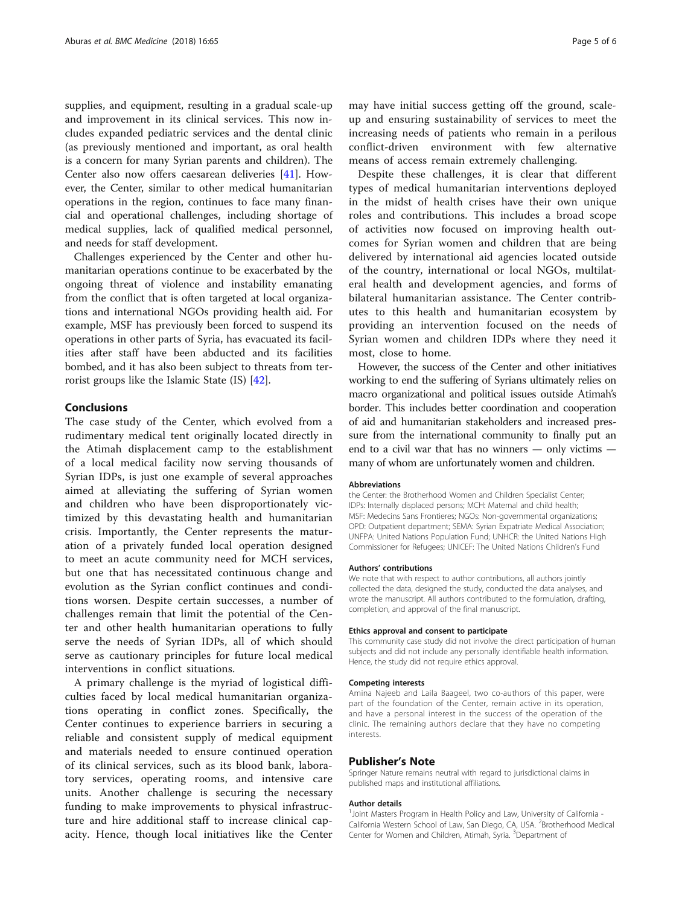supplies, and equipment, resulting in a gradual scale-up and improvement in its clinical services. This now includes expanded pediatric services and the dental clinic (as previously mentioned and important, as oral health is a concern for many Syrian parents and children). The Center also now offers caesarean deliveries [41]. However, the Center, similar to other medical humanitarian operations in the region, continues to face many financial and operational challenges, including shortage of medical supplies, lack of qualified medical personnel, and needs for staff development.

Challenges experienced by the Center and other humanitarian operations continue to be exacerbated by the ongoing threat of violence and instability emanating from the conflict that is often targeted at local organizations and international NGOs providing health aid. For example, MSF has previously been forced to suspend its operations in other parts of Syria, has evacuated its facilities after staff have been abducted and its facilities bombed, and it has also been subject to threats from terrorist groups like the Islamic State (IS) [42].

## Conclusions

The case study of the Center, which evolved from a rudimentary medical tent originally located directly in the Atimah displacement camp to the establishment of a local medical facility now serving thousands of Syrian IDPs, is just one example of several approaches aimed at alleviating the suffering of Syrian women and children who have been disproportionately victimized by this devastating health and humanitarian crisis. Importantly, the Center represents the maturation of a privately funded local operation designed to meet an acute community need for MCH services, but one that has necessitated continuous change and evolution as the Syrian conflict continues and conditions worsen. Despite certain successes, a number of challenges remain that limit the potential of the Center and other health humanitarian operations to fully serve the needs of Syrian IDPs, all of which should serve as cautionary principles for future local medical interventions in conflict situations.

A primary challenge is the myriad of logistical difficulties faced by local medical humanitarian organizations operating in conflict zones. Specifically, the Center continues to experience barriers in securing a reliable and consistent supply of medical equipment and materials needed to ensure continued operation of its clinical services, such as its blood bank, laboratory services, operating rooms, and intensive care units. Another challenge is securing the necessary funding to make improvements to physical infrastructure and hire additional staff to increase clinical capacity. Hence, though local initiatives like the Center may have initial success getting off the ground, scale-up and ensuring sustainability of services to meet the increasing needs of patients who remain in a perilous conflict-driven environment with few alternative means of access remain extremely challenging.

Despite these challenges, it is clear that different types of medical humanitarian interventions deployed in the midst of health crises have their own unique roles and contributions. This includes a broad scope of activities now focused on improving health outcomes for Syrian women and children that are being delivered by international aid agencies located outside of the country, international or local NGOs, multilateral health and development agencies, and forms of bilateral humanitarian assistance. The Center contributes to this health and humanitarian ecosystem by providing an intervention focused on the needs of Syrian women and children IDPs where they need it most, close to home.

However, the success of the Center and other initiatives working to end the suffering of Syrians ultimately relies on macro organizational and political issues outside Atimah's border. This includes better coordination and cooperation of aid and humanitarian stakeholders and increased pressure from the international community to finally put an end to a civil war that has no winners — only victims — many of whom are unfortunately women and children.

#### Abbreviations

the Center: the Brotherhood Women and Children Specialist Center; IDPs: Internally displaced persons; MCH: Maternal and child health; MSF: Medecins Sans Frontieres; NGOs: Non-governmental organizations; OPD: Outpatient department; SEMA: Syrian Expatriate Medical Association; UNFPA: United Nations Population Fund; UNHCR: the United Nations High Commissioner for Refugees; UNICEF: The United Nations Children's Fund

#### Authors' contributions

We note that with respect to author contributions, all authors jointly collected the data, designed the study, conducted the data analyses, and wrote the manuscript. All authors contributed to the formulation, drafting, completion, and approval of the final manuscript.

#### Ethics approval and consent to participate

This community case study did not involve the direct participation of human subjects and did not include any personally identifiable health information. Hence, the study did not require ethics approval.

#### Competing interests

Amina Najeeb and Laila Baageel, two co-authors of this paper, were part of the foundation of the Center, remain active in its operation, and have a personal interest in the success of the operation of the clinic. The remaining authors declare that they have no competing interests.

## Publisher's Note

Springer Nature remains neutral with regard to jurisdictional claims in published maps and institutional affiliations.

#### Author details

[1]Joint Masters Program in Health Policy and Law, University of California - California Western School of Law, San Diego, CA, USA. [2]Brotherhood Medical Center for Women and Children, Atimah, Syria. [3]Department of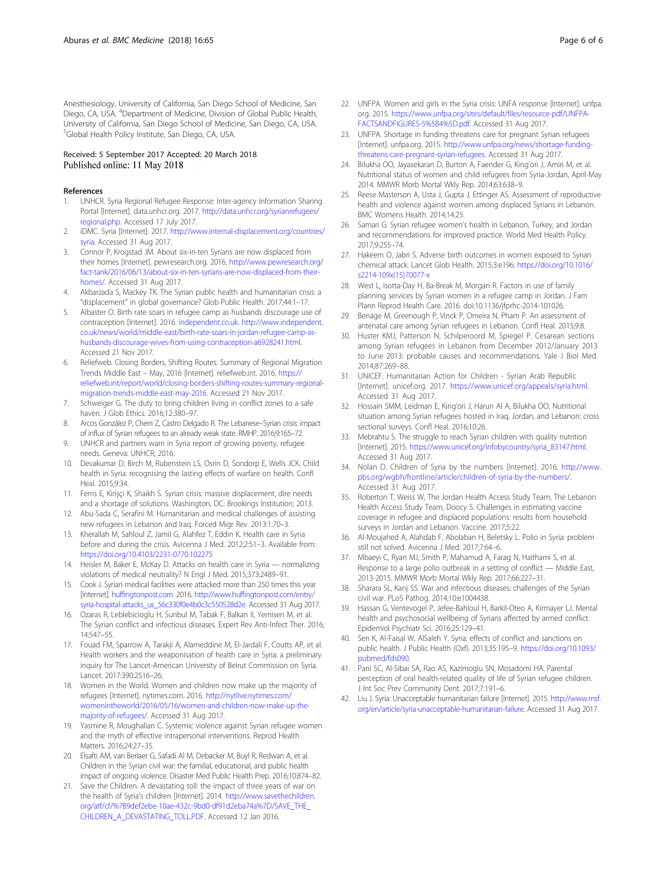Anesthesiology, University of California, San Diego School of Medicine, San Diego, CA, USA. [4]Department of Medicine, Division of Global Public Health, University of California, San Diego School of Medicine, San Diego, CA, USA. [5]Global Health Policy Institute, San Diego, CA, USA.

Received: 5 September 2017 Accepted: 20 March 2018
Published online: 11 May 2018

## References

1. UNHCR. Syria Regional Refugee Response: Inter-agency Information Sharing Portal [Internet]. data.unhcr.org. 2017. http://data.unhcr.org/syrianrefugees/regional.php. Accessed 17 July 2017.
2. iDMC. Syria [Internet]. 2017. http://www.internal-displacement.org/countries/syria. Accessed 31 Aug 2017.
3. Connor P, Krogstad JM. About six-in-ten Syrians are now displaced from their homes [Internet]. pewresearch.org. 2016. http://www.pewresearch.org/fact-tank/2016/06/13/about-six-in-ten-syrians-are-now-displaced-from-their-homes/. Accessed 31 Aug 2017.
4. Akbarzada S, Mackey TK. The Syrian public health and humanitarian crisis: a "displacement" in global governance? Glob Public Health. 2017;44:1–17.
5. Albaster O. Birth rate soars in refugee camp as husbands discourage use of contraception [Internet]. 2016. independent.co.uk. http://www.independent.co.uk/news/world/middle-east/birth-rate-soars-in-jordan-refugee-camp-as-husbands-discourage-wives-from-using-contraception-a6928241.html. Accessed 21 Nov 2017.
6. Reliefweb. Closing Borders, Shifting Routes: Summary of Regional Migration Trends Middle East – May, 2016 [Internet]. reliefweb.int. 2016. https://reliefweb.int/report/world/closing-borders-shifting-routes-summary-regional-migration-trends-middle-east-may-2016. Accessed 21 Nov 2017.
7. Schweiger G. The duty to bring children living in conflict zones to a safe haven. J Glob Ethics. 2016;12:380–97.
8. Arcos González P, Cherri Z, Castro Delgado R. The Lebanese–Syrian crisis: impact of influx of Syrian refugees to an already weak state. RMHP. 2016;9:165–72.
9. UNHCR and partners warn in Syria report of growing poverty, refugee needs. Geneva: UNHCR; 2016.
10. Devakumar D, Birch M, Rubenstein LS, Osrin D, Sondorp E, Wells JCK. Child health in Syria: recognising the lasting effects of warfare on health. Confl Heal. 2015;9:34.
11. Ferris E, Kirişçi K, Shaikh S. Syrian crisis: massive displacement, dire needs and a shortage of solutions. Washington, DC: Brookings Institution; 2013.
12. Abu-Sada C, Serafini M. Humanitarian and medical challenges of assisting new refugees in Lebanon and Iraq. Forced Migr Rev. 2013:1:70–3.
13. Kherallah M, Sahloul Z, Jamil G, Alahfez T, Eddin K. Health care in Syria before and during the crisis. Avicenna J Med. 2012;2:51–3. Available from: https://doi.org/10.4103/2231-0770.102275
14. Heisler M, Baker E, McKay D. Attacks on health care in Syria — normalizing violations of medical neutrality? N Engl J Med. 2015;373:2489–91.
15. Cook J. Syrian medical facilities were attacked more than 250 times this year [Internet]. huffingtonpost.com. 2016. http://www.huffingtonpost.com/entry/syria-hospital-attacks_us_56c330f0e4b0c3c550528d2e. Accessed 31 Aug 2017.
16. Ozaras R, Leblebicioglu H, Sunbul M, Tabak F, Balkan II, Yemisen M, et al. The Syrian conflict and infectious diseases. Expert Rev Anti-Infect Ther. 2016;14:547–55.
17. Fouad FM, Sparrow A, Tarakji A, Alameddine M, El-Jardali F, Coutts AP, et al. Health workers and the weaponisation of health care in Syria: a preliminary inquiry for The Lancet-American University of Beirut Commission on Syria. Lancet. 2017:390:2516–26;
18. Women in the World. Women and children now make up the majority of refugees [Internet]. nytimes.com. 2016. http://nytlive.nytimes.com/womenintheworld/2016/05/16/women-and-children-now-make-up-the-majority-of-refugees/. Accessed 31 Aug 2017.
19. Yasmine R, Moughalian C. Systemic violence against Syrian refugee women and the myth of effective intrapersonal interventions. Reprod Health Matters. 2016;24:27–35.
20. Elsafti AM, van Berlaer G, Safadi Al M, Debacker M, Buyl R, Redwan A, et al. Children in the Syrian civil war: the familial, educational, and public health impact of ongoing violence. Disaster Med Public Health Prep. 2016;10:874–82.
21. Save the Children. A devastating toll: the impact of three years of war on the health of Syria's children [Internet]. 2014. http://www.savethechildren.org/atf/cf/%7B9def2ebe-10ae-432c-9bd0-df91d2eba74a%7D/SAVE_THE_CHILDREN_A_DEVASTATING_TOLL.PDF. Accessed 12 Jan 2016.
22. UNFPA. Women and girls in the Syria crisis: UNFA response [Internet]. unfpa.org. 2015. https://www.unfpa.org/sites/default/files/resource-pdf/UNFPA-FACTSANDFIGURES-5%5B4%5D.pdf. Accessed 31 Aug 2017.
23. UNFPA. Shortage in funding threatens care for pregnant Syrian refugees [Internet]. unfpa.org. 2015. http://www.unfpa.org/news/shortage-funding-threatens-care-pregnant-syrian-refugees. Accessed 31 Aug 2017.
24. Bilukha OO, Jayasekaran D, Burton A, Faender G, King'ori J, Amiri M, et al. Nutritional status of women and child refugees from Syria-Jordan, April-May 2014. MMWR Morb Mortal Wkly Rep. 2014;63:638–9.
25. Reese Masterson A, Usta J, Gupta J, Ettinger AS. Assessment of reproductive health and violence against women among displaced Syrians in Lebanon. BMC Womens Health. 2014;14:25.
26. Samari G. Syrian refugee women's health in Lebanon, Turkey, and Jordan and recommendations for improved practice. World Med Health Policy. 2017;9:255–74.
27. Hakeem O, Jabri S. Adverse birth outcomes in women exposed to Syrian chemical attack. Lancet Glob Health. 2015;3:e196. https://doi.org/10.1016/s2214-109x(15)70077-x
28. West L, Isotta-Day H, Ba-Break M, Morgan R. Factors in use of family planning services by Syrian women in a refugee camp in Jordan. J Fam Plann Reprod Health Care. 2016. doi:10.1136/jfprhc-2014-101026.
29. Benage M, Greenough P, Vinck P, Omeira N, Pham P. An assessment of antenatal care among Syrian refugees in Lebanon. Confl Heal. 2015;9:8.
30. Huster KMJ, Patterson N, Schilperoord M, Spiegel P. Cesarean sections among Syrian refugees in Lebanon from December 2012/January 2013 to June 2013: probable causes and recommendations. Yale J Biol Med. 2014;87:269–88.
31. UNICEF. Humanitarian Action for Children - Syrian Arab Republic [Internet]. unicef.org. 2017. https://www.unicef.org/appeals/syria.html. Accessed 31 Aug 2017.
32. Hossain SMM, Leidman E, King'ori J, Harun Al A, Bilukha OO. Nutritional situation among Syrian refugees hosted in Iraq, Jordan, and Lebanon: cross sectional surveys. Confl Heal. 2016;10:26.
33. Mebrahtu S. The struggle to reach Syrian children with quality nutrition [Internet]. 2015. https://www.unicef.org/infobycountry/syria_83147.html. Accessed 31 Aug 2017.
34. Nolan D. Children of Syria by the numbers [Internet]. 2016. http://www.pbs.org/wgbh/frontline/article/children-of-syria-by-the-numbers/. Accessed 31 Aug 2017.
35. Roberton T, Weiss W, The Jordan Health Access Study Team, The Lebanon Health Access Study Team, Doocy S. Challenges in estimating vaccine coverage in refugee and displaced populations: results from household surveys in Jordan and Lebanon. Vaccine. 2017;5:22.
36. Al-Moujahed A, Alahdab F, Abolaban H, Beletsky L. Polio in Syria: problem still not solved. Avicenna J Med. 2017;7:64–6.
37. Mbaeyi C, Ryan MJ, Smith P, Mahamud A, Farag N, Haithami S, et al. Response to a large polio outbreak in a setting of conflict — Middle East, 2013-2015. MMWR Morb Mortal Wkly Rep. 2017;66:227–31.
38. Sharara SL, Kanj SS. War and infectious diseases: challenges of the Syrian civil war. PLoS Pathog. 2014;10:e1004438.
39. Hassan G, Ventevogel P, Jefee-Bahloul H, Barkil-Oteo A, Kirmayer LJ. Mental health and psychosocial wellbeing of Syrians affected by armed conflict. Epidemiol Psychiatr Sci. 2016;25:129–41.
40. Sen K, Al-Faisal W, AlSaleh Y. Syria: effects of conflict and sanctions on public health. J Public Health (Oxf). 2013;35:195–9. https://doi.org/10.1093/pubmed/fds090.
41. Pani SC, Al-Sibai SA, Rao AS, Kazimoglu SN, Mosadomi HA. Parental perception of oral health-related quality of life of Syrian refugee children. J Int Soc Prev Community Dent. 2017;7:191–6.
42. Liu J. Syria: Unacceptable humanitarian failure [Internet]. 2015. http://www.msf.org/en/article/syria-unacceptable-humanitarian-failure. Accessed 31 Aug 2017.